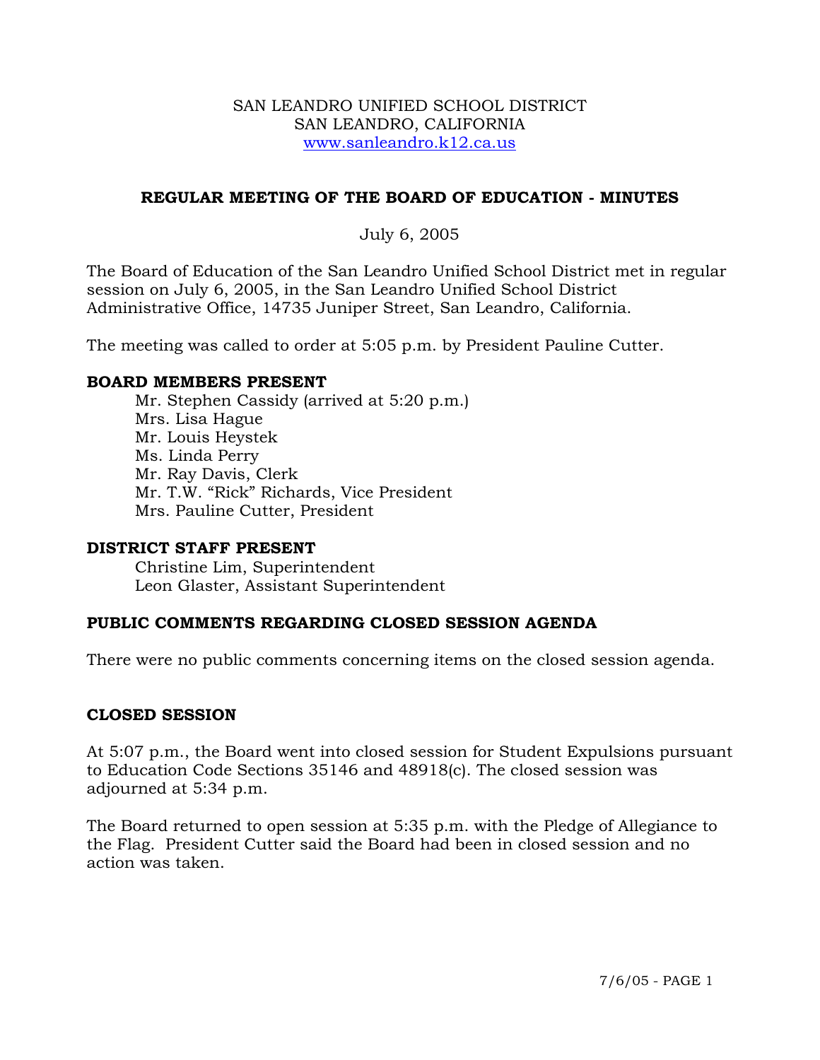SAN LEANDRO UNIFIED SCHOOL DISTRICT
SAN LEANDRO, CALIFORNIA
www.sanleandro.k12.ca.us

## REGULAR MEETING OF THE BOARD OF EDUCATION - MINUTES

July 6, 2005

The Board of Education of the San Leandro Unified School District met in regular session on July 6, 2005, in the San Leandro Unified School District Administrative Office, 14735 Juniper Street, San Leandro, California.

The meeting was called to order at 5:05 p.m. by President Pauline Cutter.

### BOARD MEMBERS PRESENT

Mr. Stephen Cassidy (arrived at 5:20 p.m.)
Mrs. Lisa Hague
Mr. Louis Heystek
Ms. Linda Perry
Mr. Ray Davis, Clerk
Mr. T.W. "Rick" Richards, Vice President
Mrs. Pauline Cutter, President

### DISTRICT STAFF PRESENT

Christine Lim, Superintendent
Leon Glaster, Assistant Superintendent

### PUBLIC COMMENTS REGARDING CLOSED SESSION AGENDA

There were no public comments concerning items on the closed session agenda.

### CLOSED SESSION

At 5:07 p.m., the Board went into closed session for Student Expulsions pursuant to Education Code Sections 35146 and 48918(c). The closed session was adjourned at 5:34 p.m.

The Board returned to open session at 5:35 p.m. with the Pledge of Allegiance to the Flag. President Cutter said the Board had been in closed session and no action was taken.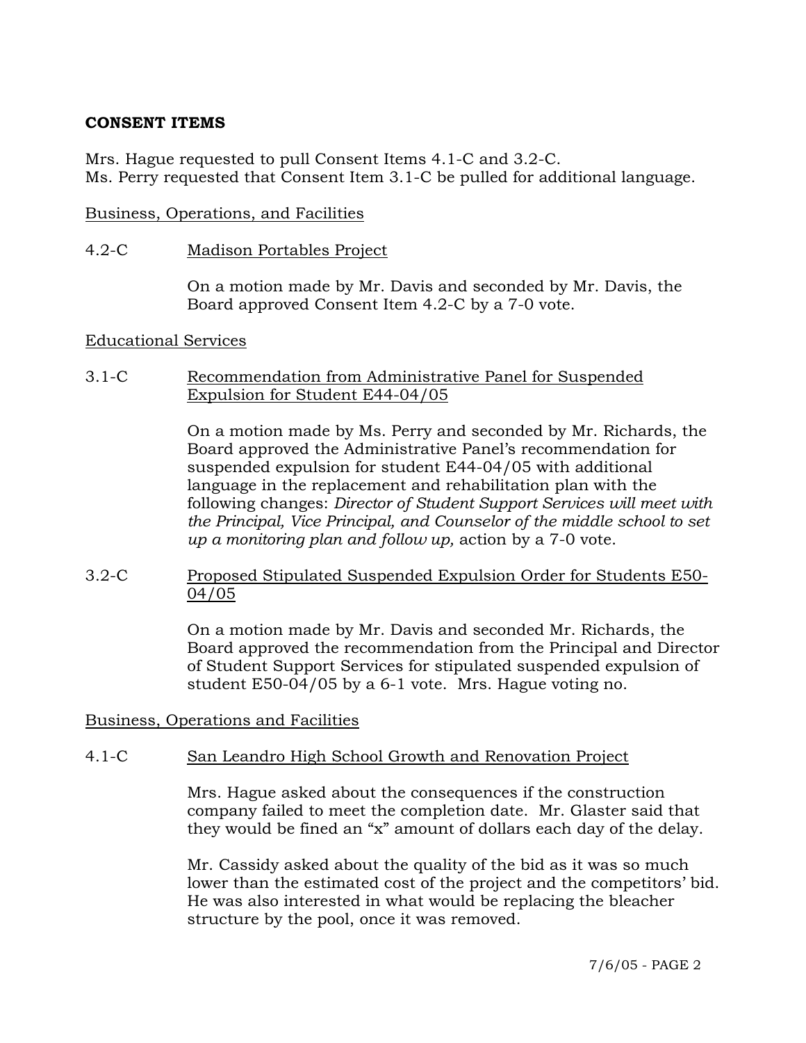## CONSENT ITEMS

Mrs. Hague requested to pull Consent Items 4.1-C and 3.2-C.
Ms. Perry requested that Consent Item 3.1-C be pulled for additional language.

Business, Operations, and Facilities

4.2-C Madison Portables Project

On a motion made by Mr. Davis and seconded by Mr. Davis, the Board approved Consent Item 4.2-C by a 7-0 vote.

Educational Services

3.1-C Recommendation from Administrative Panel for Suspended Expulsion for Student E44-04/05

On a motion made by Ms. Perry and seconded by Mr. Richards, the Board approved the Administrative Panel's recommendation for suspended expulsion for student E44-04/05 with additional language in the replacement and rehabilitation plan with the following changes: *Director of Student Support Services will meet with the Principal, Vice Principal, and Counselor of the middle school to set up a monitoring plan and follow up,* action by a 7-0 vote.

3.2-C Proposed Stipulated Suspended Expulsion Order for Students E50-04/05

On a motion made by Mr. Davis and seconded Mr. Richards, the Board approved the recommendation from the Principal and Director of Student Support Services for stipulated suspended expulsion of student E50-04/05 by a 6-1 vote. Mrs. Hague voting no.

Business, Operations and Facilities

4.1-C San Leandro High School Growth and Renovation Project

Mrs. Hague asked about the consequences if the construction company failed to meet the completion date. Mr. Glaster said that they would be fined an "x" amount of dollars each day of the delay.

Mr. Cassidy asked about the quality of the bid as it was so much lower than the estimated cost of the project and the competitors' bid. He was also interested in what would be replacing the bleacher structure by the pool, once it was removed.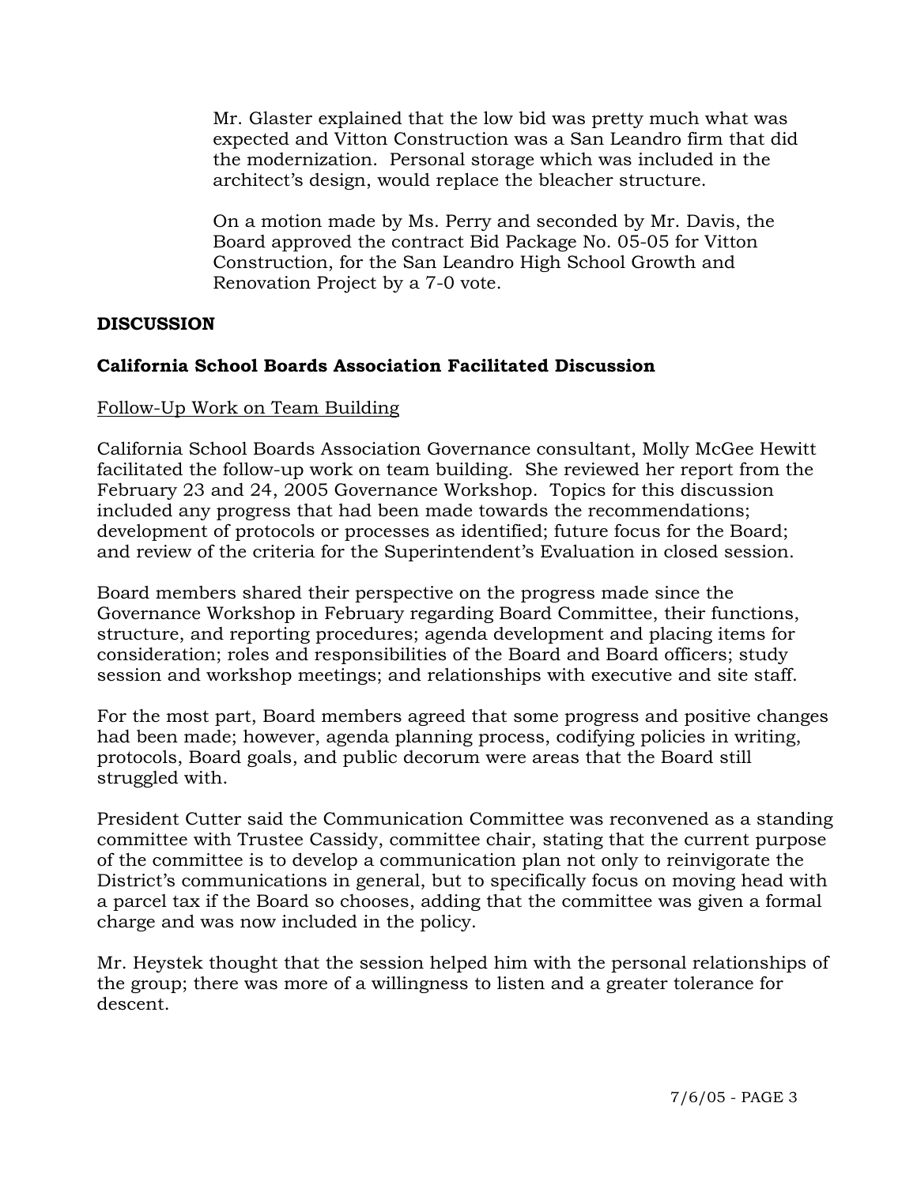Mr. Glaster explained that the low bid was pretty much what was expected and Vitton Construction was a San Leandro firm that did the modernization. Personal storage which was included in the architect's design, would replace the bleacher structure.

On a motion made by Ms. Perry and seconded by Mr. Davis, the Board approved the contract Bid Package No. 05-05 for Vitton Construction, for the San Leandro High School Growth and Renovation Project by a 7-0 vote.

**DISCUSSION**

**California School Boards Association Facilitated Discussion**

Follow-Up Work on Team Building

California School Boards Association Governance consultant, Molly McGee Hewitt facilitated the follow-up work on team building. She reviewed her report from the February 23 and 24, 2005 Governance Workshop. Topics for this discussion included any progress that had been made towards the recommendations; development of protocols or processes as identified; future focus for the Board; and review of the criteria for the Superintendent's Evaluation in closed session.

Board members shared their perspective on the progress made since the Governance Workshop in February regarding Board Committee, their functions, structure, and reporting procedures; agenda development and placing items for consideration; roles and responsibilities of the Board and Board officers; study session and workshop meetings; and relationships with executive and site staff.

For the most part, Board members agreed that some progress and positive changes had been made; however, agenda planning process, codifying policies in writing, protocols, Board goals, and public decorum were areas that the Board still struggled with.

President Cutter said the Communication Committee was reconvened as a standing committee with Trustee Cassidy, committee chair, stating that the current purpose of the committee is to develop a communication plan not only to reinvigorate the District's communications in general, but to specifically focus on moving head with a parcel tax if the Board so chooses, adding that the committee was given a formal charge and was now included in the policy.

Mr. Heystek thought that the session helped him with the personal relationships of the group; there was more of a willingness to listen and a greater tolerance for descent.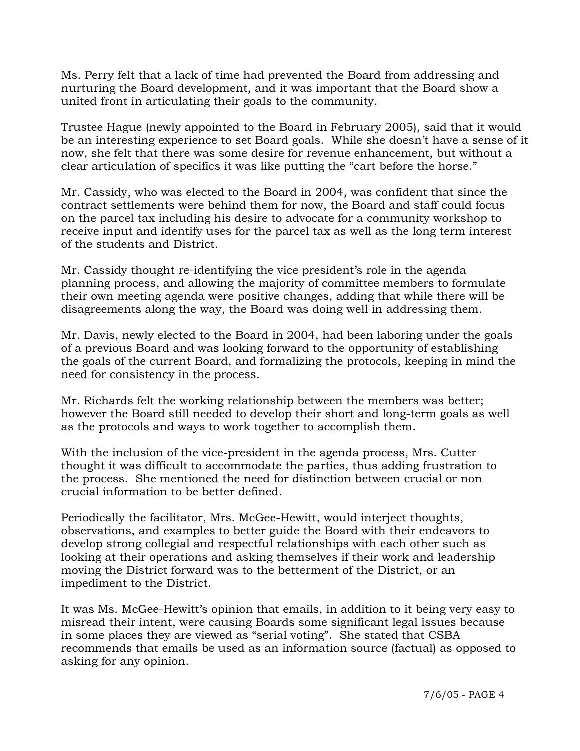Ms. Perry felt that a lack of time had prevented the Board from addressing and nurturing the Board development, and it was important that the Board show a united front in articulating their goals to the community.

Trustee Hague (newly appointed to the Board in February 2005), said that it would be an interesting experience to set Board goals. While she doesn't have a sense of it now, she felt that there was some desire for revenue enhancement, but without a clear articulation of specifics it was like putting the "cart before the horse."

Mr. Cassidy, who was elected to the Board in 2004, was confident that since the contract settlements were behind them for now, the Board and staff could focus on the parcel tax including his desire to advocate for a community workshop to receive input and identify uses for the parcel tax as well as the long term interest of the students and District.

Mr. Cassidy thought re-identifying the vice president's role in the agenda planning process, and allowing the majority of committee members to formulate their own meeting agenda were positive changes, adding that while there will be disagreements along the way, the Board was doing well in addressing them.

Mr. Davis, newly elected to the Board in 2004, had been laboring under the goals of a previous Board and was looking forward to the opportunity of establishing the goals of the current Board, and formalizing the protocols, keeping in mind the need for consistency in the process.

Mr. Richards felt the working relationship between the members was better; however the Board still needed to develop their short and long-term goals as well as the protocols and ways to work together to accomplish them.

With the inclusion of the vice-president in the agenda process, Mrs. Cutter thought it was difficult to accommodate the parties, thus adding frustration to the process. She mentioned the need for distinction between crucial or non crucial information to be better defined.

Periodically the facilitator, Mrs. McGee-Hewitt, would interject thoughts, observations, and examples to better guide the Board with their endeavors to develop strong collegial and respectful relationships with each other such as looking at their operations and asking themselves if their work and leadership moving the District forward was to the betterment of the District, or an impediment to the District.

It was Ms. McGee-Hewitt's opinion that emails, in addition to it being very easy to misread their intent, were causing Boards some significant legal issues because in some places they are viewed as "serial voting". She stated that CSBA recommends that emails be used as an information source (factual) as opposed to asking for any opinion.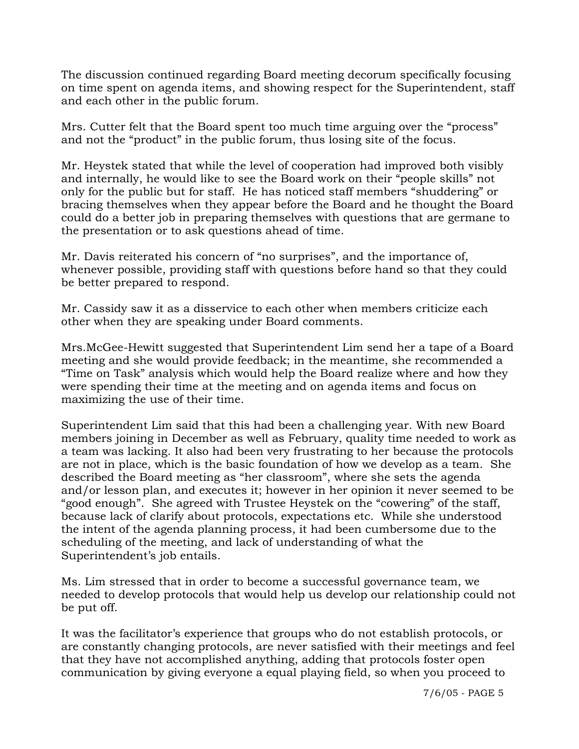The discussion continued regarding Board meeting decorum specifically focusing on time spent on agenda items, and showing respect for the Superintendent, staff and each other in the public forum.

Mrs. Cutter felt that the Board spent too much time arguing over the "process" and not the "product" in the public forum, thus losing site of the focus.

Mr. Heystek stated that while the level of cooperation had improved both visibly and internally, he would like to see the Board work on their "people skills" not only for the public but for staff. He has noticed staff members "shuddering" or bracing themselves when they appear before the Board and he thought the Board could do a better job in preparing themselves with questions that are germane to the presentation or to ask questions ahead of time.

Mr. Davis reiterated his concern of "no surprises", and the importance of, whenever possible, providing staff with questions before hand so that they could be better prepared to respond.

Mr. Cassidy saw it as a disservice to each other when members criticize each other when they are speaking under Board comments.

Mrs.McGee-Hewitt suggested that Superintendent Lim send her a tape of a Board meeting and she would provide feedback; in the meantime, she recommended a "Time on Task" analysis which would help the Board realize where and how they were spending their time at the meeting and on agenda items and focus on maximizing the use of their time.

Superintendent Lim said that this had been a challenging year. With new Board members joining in December as well as February, quality time needed to work as a team was lacking. It also had been very frustrating to her because the protocols are not in place, which is the basic foundation of how we develop as a team. She described the Board meeting as "her classroom", where she sets the agenda and/or lesson plan, and executes it; however in her opinion it never seemed to be "good enough". She agreed with Trustee Heystek on the "cowering" of the staff, because lack of clarify about protocols, expectations etc. While she understood the intent of the agenda planning process, it had been cumbersome due to the scheduling of the meeting, and lack of understanding of what the Superintendent's job entails.

Ms. Lim stressed that in order to become a successful governance team, we needed to develop protocols that would help us develop our relationship could not be put off.

It was the facilitator's experience that groups who do not establish protocols, or are constantly changing protocols, are never satisfied with their meetings and feel that they have not accomplished anything, adding that protocols foster open communication by giving everyone a equal playing field, so when you proceed to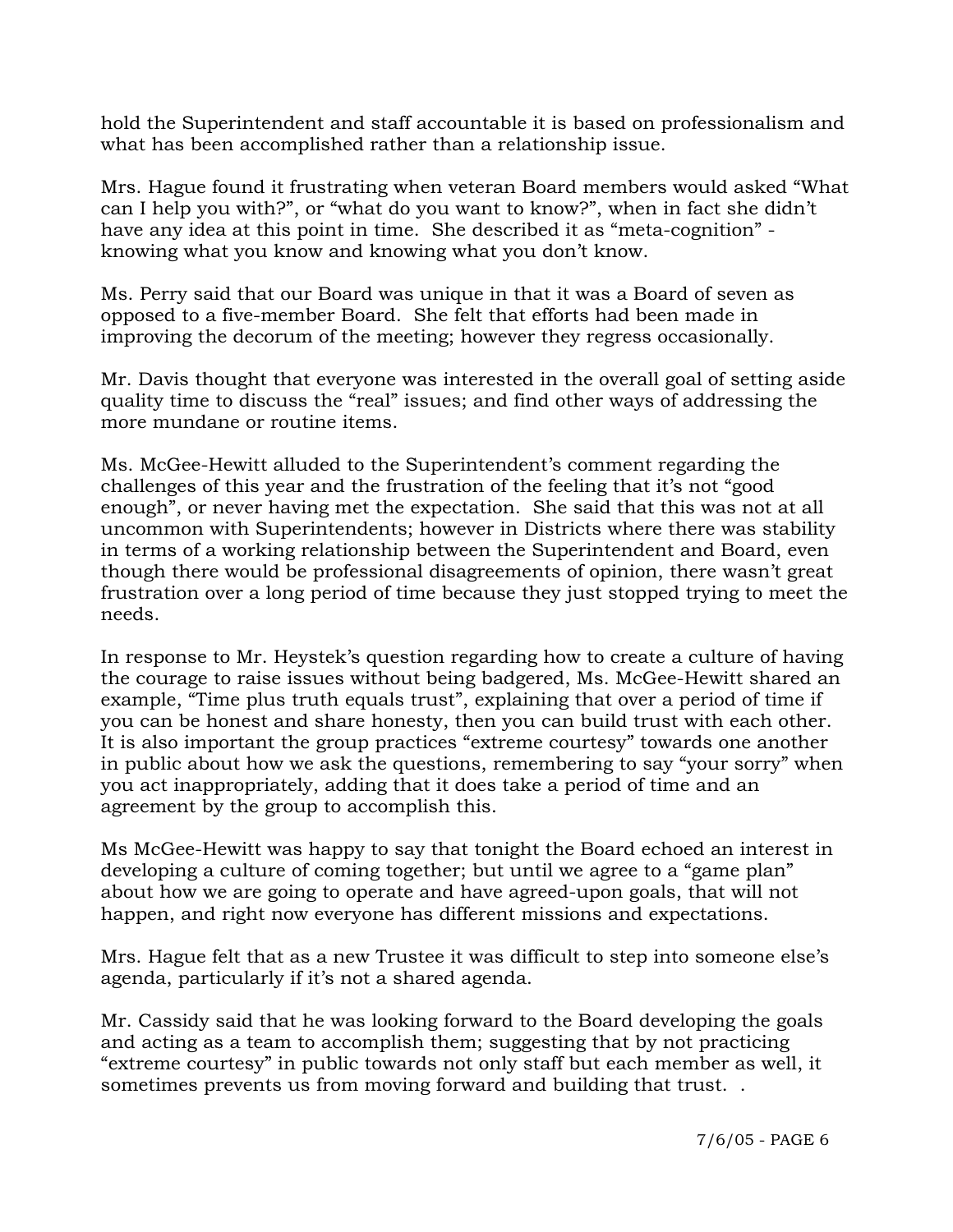hold the Superintendent and staff accountable it is based on professionalism and what has been accomplished rather than a relationship issue.

Mrs. Hague found it frustrating when veteran Board members would asked "What can I help you with?", or "what do you want to know?", when in fact she didn't have any idea at this point in time. She described it as "meta-cognition" - knowing what you know and knowing what you don't know.

Ms. Perry said that our Board was unique in that it was a Board of seven as opposed to a five-member Board. She felt that efforts had been made in improving the decorum of the meeting; however they regress occasionally.

Mr. Davis thought that everyone was interested in the overall goal of setting aside quality time to discuss the "real" issues; and find other ways of addressing the more mundane or routine items.

Ms. McGee-Hewitt alluded to the Superintendent's comment regarding the challenges of this year and the frustration of the feeling that it's not "good enough", or never having met the expectation. She said that this was not at all uncommon with Superintendents; however in Districts where there was stability in terms of a working relationship between the Superintendent and Board, even though there would be professional disagreements of opinion, there wasn't great frustration over a long period of time because they just stopped trying to meet the needs.

In response to Mr. Heystek's question regarding how to create a culture of having the courage to raise issues without being badgered, Ms. McGee-Hewitt shared an example, "Time plus truth equals trust", explaining that over a period of time if you can be honest and share honesty, then you can build trust with each other. It is also important the group practices "extreme courtesy" towards one another in public about how we ask the questions, remembering to say "your sorry" when you act inappropriately, adding that it does take a period of time and an agreement by the group to accomplish this.

Ms McGee-Hewitt was happy to say that tonight the Board echoed an interest in developing a culture of coming together; but until we agree to a "game plan" about how we are going to operate and have agreed-upon goals, that will not happen, and right now everyone has different missions and expectations.

Mrs. Hague felt that as a new Trustee it was difficult to step into someone else's agenda, particularly if it's not a shared agenda.

Mr. Cassidy said that he was looking forward to the Board developing the goals and acting as a team to accomplish them; suggesting that by not practicing "extreme courtesy" in public towards not only staff but each member as well, it sometimes prevents us from moving forward and building that trust. .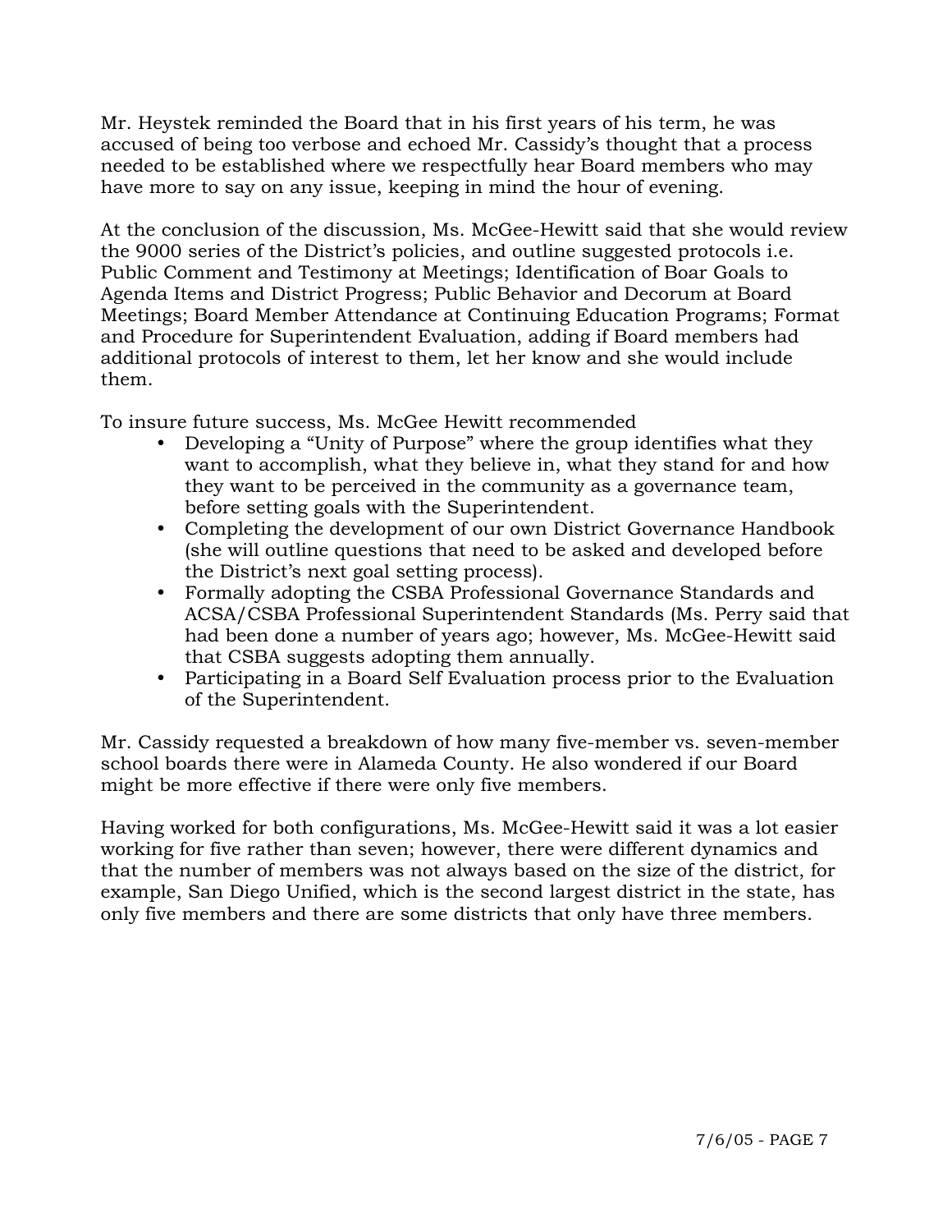Mr. Heystek reminded the Board that in his first years of his term, he was accused of being too verbose and echoed Mr. Cassidy's thought that a process needed to be established where we respectfully hear Board members who may have more to say on any issue, keeping in mind the hour of evening.

At the conclusion of the discussion, Ms. McGee-Hewitt said that she would review the 9000 series of the District's policies, and outline suggested protocols i.e. Public Comment and Testimony at Meetings; Identification of Boar Goals to Agenda Items and District Progress; Public Behavior and Decorum at Board Meetings; Board Member Attendance at Continuing Education Programs; Format and Procedure for Superintendent Evaluation, adding if Board members had additional protocols of interest to them, let her know and she would include them.

To insure future success, Ms. McGee Hewitt recommended

- Developing a "Unity of Purpose" where the group identifies what they want to accomplish, what they believe in, what they stand for and how they want to be perceived in the community as a governance team, before setting goals with the Superintendent.
- Completing the development of our own District Governance Handbook (she will outline questions that need to be asked and developed before the District's next goal setting process).
- Formally adopting the CSBA Professional Governance Standards and ACSA/CSBA Professional Superintendent Standards (Ms. Perry said that had been done a number of years ago; however, Ms. McGee-Hewitt said that CSBA suggests adopting them annually.
- Participating in a Board Self Evaluation process prior to the Evaluation of the Superintendent.

Mr. Cassidy requested a breakdown of how many five-member vs. seven-member school boards there were in Alameda County. He also wondered if our Board might be more effective if there were only five members.

Having worked for both configurations, Ms. McGee-Hewitt said it was a lot easier working for five rather than seven; however, there were different dynamics and that the number of members was not always based on the size of the district, for example, San Diego Unified, which is the second largest district in the state, has only five members and there are some districts that only have three members.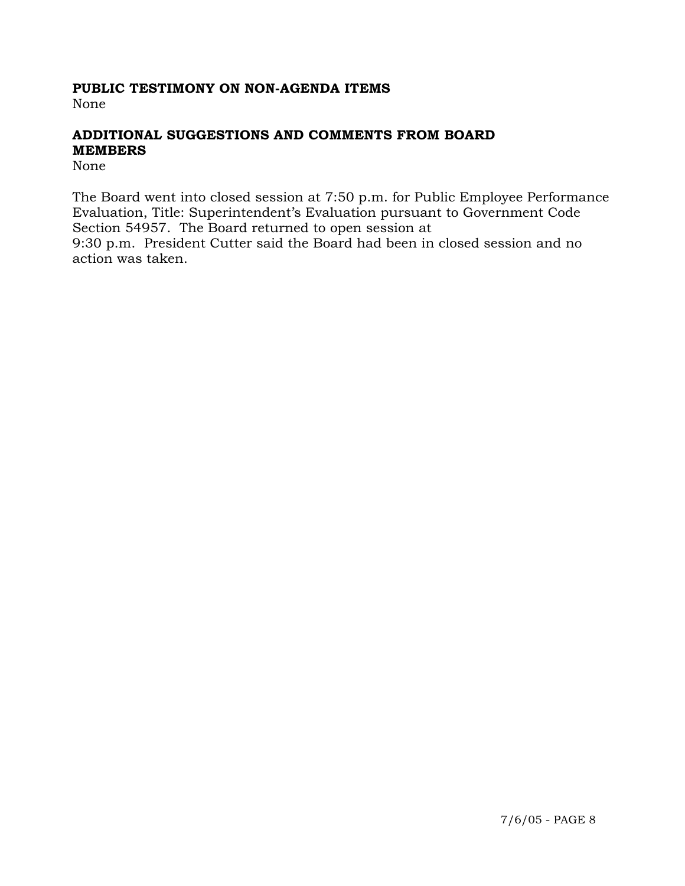**PUBLIC TESTIMONY ON NON-AGENDA ITEMS**
None

**ADDITIONAL SUGGESTIONS AND COMMENTS FROM BOARD MEMBERS**
None

The Board went into closed session at 7:50 p.m. for Public Employee Performance Evaluation, Title: Superintendent's Evaluation pursuant to Government Code Section 54957. The Board returned to open session at 9:30 p.m. President Cutter said the Board had been in closed session and no action was taken.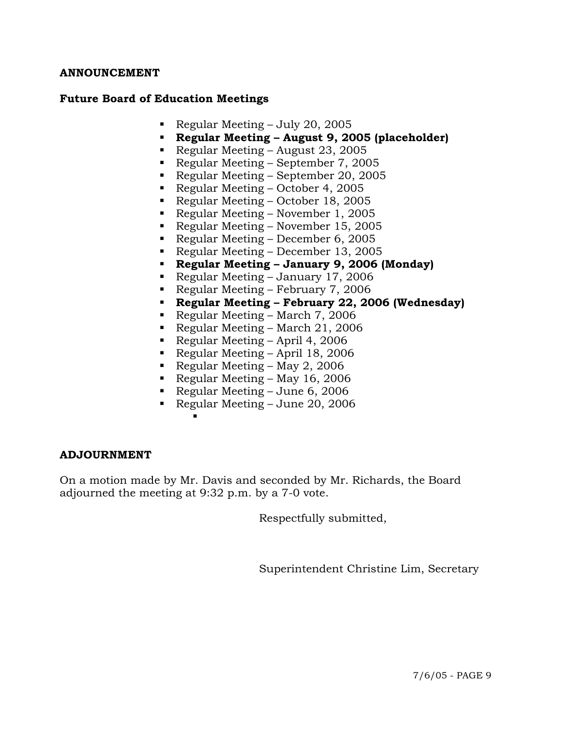**ANNOUNCEMENT**

**Future Board of Education Meetings**

- Regular Meeting – July 20, 2005
- **Regular Meeting – August 9, 2005 (placeholder)**
- Regular Meeting – August 23, 2005
- Regular Meeting – September 7, 2005
- Regular Meeting – September 20, 2005
- Regular Meeting – October 4, 2005
- Regular Meeting – October 18, 2005
- Regular Meeting – November 1, 2005
- Regular Meeting – November 15, 2005
- Regular Meeting – December 6, 2005
- Regular Meeting – December 13, 2005
- **Regular Meeting – January 9, 2006 (Monday)**
- Regular Meeting – January 17, 2006
- Regular Meeting – February 7, 2006
- **Regular Meeting – February 22, 2006 (Wednesday)**
- Regular Meeting – March 7, 2006
- Regular Meeting – March 21, 2006
- Regular Meeting – April 4, 2006
- Regular Meeting – April 18, 2006
- Regular Meeting – May 2, 2006
- Regular Meeting – May 16, 2006
- Regular Meeting – June 6, 2006
- Regular Meeting – June 20, 2006

**ADJOURNMENT**

On a motion made by Mr. Davis and seconded by Mr. Richards, the Board adjourned the meeting at 9:32 p.m. by a 7-0 vote.

Respectfully submitted,

Superintendent Christine Lim, Secretary